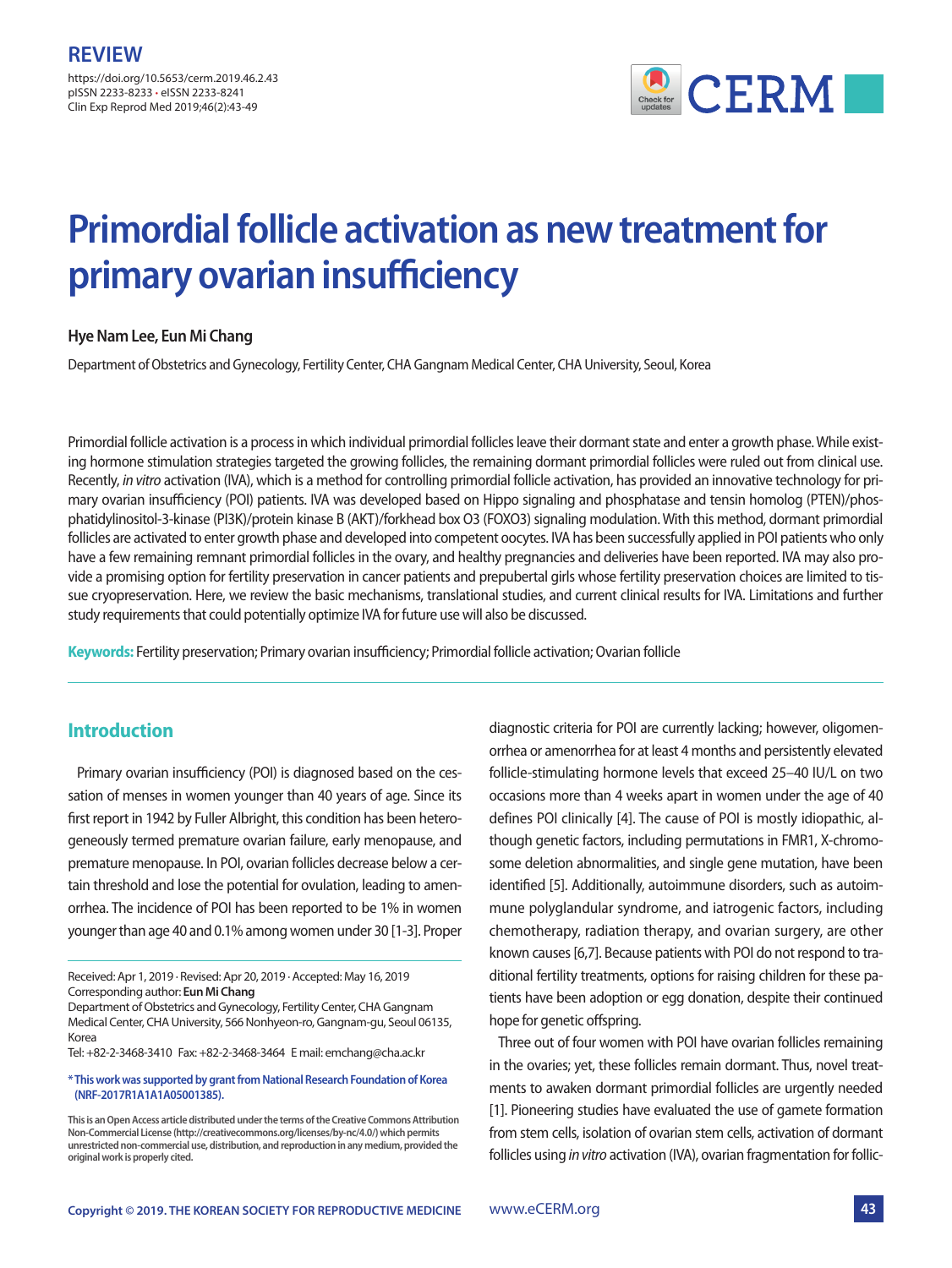REVIEW

https://doi.org/10.5653/cerm.2019.46.2.43
pISSN 2233-8233 • eISSN 2233-8241
Clin Exp Reprod Med 2019;46(2):43-49

# Primordial follicle activation as new treatment for primary ovarian insufficiency

**Hye Nam Lee, Eun Mi Chang**

Department of Obstetrics and Gynecology, Fertility Center, CHA Gangnam Medical Center, CHA University, Seoul, Korea

Primordial follicle activation is a process in which individual primordial follicles leave their dormant state and enter a growth phase. While existing hormone stimulation strategies targeted the growing follicles, the remaining dormant primordial follicles were ruled out from clinical use. Recently, *in vitro* activation (IVA), which is a method for controlling primordial follicle activation, has provided an innovative technology for primary ovarian insufficiency (POI) patients. IVA was developed based on Hippo signaling and phosphatase and tensin homolog (PTEN)/phosphatidylinositol-3-kinase (PI3K)/protein kinase B (AKT)/forkhead box O3 (FOXO3) signaling modulation. With this method, dormant primordial follicles are activated to enter growth phase and developed into competent oocytes. IVA has been successfully applied in POI patients who only have a few remaining remnant primordial follicles in the ovary, and healthy pregnancies and deliveries have been reported. IVA may also provide a promising option for fertility preservation in cancer patients and prepubertal girls whose fertility preservation choices are limited to tissue cryopreservation. Here, we review the basic mechanisms, translational studies, and current clinical results for IVA. Limitations and further study requirements that could potentially optimize IVA for future use will also be discussed.

**Keywords:** Fertility preservation; Primary ovarian insufficiency; Primordial follicle activation; Ovarian follicle

## Introduction

Primary ovarian insufficiency (POI) is diagnosed based on the cessation of menses in women younger than 40 years of age. Since its first report in 1942 by Fuller Albright, this condition has been heterogeneously termed premature ovarian failure, early menopause, and premature menopause. In POI, ovarian follicles decrease below a certain threshold and lose the potential for ovulation, leading to amenorrhea. The incidence of POI has been reported to be 1% in women younger than age 40 and 0.1% among women under 30 [1-3]. Proper diagnostic criteria for POI are currently lacking; however, oligomenorrhea or amenorrhea for at least 4 months and persistently elevated follicle-stimulating hormone levels that exceed 25–40 IU/L on two occasions more than 4 weeks apart in women under the age of 40 defines POI clinically [4]. The cause of POI is mostly idiopathic, although genetic factors, including permutations in FMR1, X-chromosome deletion abnormalities, and single gene mutation, have been identified [5]. Additionally, autoimmune disorders, such as autoimmune polyglandular syndrome, and iatrogenic factors, including chemotherapy, radiation therapy, and ovarian surgery, are other known causes [6,7]. Because patients with POI do not respond to traditional fertility treatments, options for raising children for these patients have been adoption or egg donation, despite their continued hope for genetic offspring.

Three out of four women with POI have ovarian follicles remaining in the ovaries; yet, these follicles remain dormant. Thus, novel treatments to awaken dormant primordial follicles are urgently needed [1]. Pioneering studies have evaluated the use of gamete formation from stem cells, isolation of ovarian stem cells, activation of dormant follicles using *in vitro* activation (IVA), ovarian fragmentation for follic-

Received: Apr 1, 2019 · Revised: Apr 20, 2019 · Accepted: May 16, 2019
Corresponding author: **Eun Mi Chang**
Department of Obstetrics and Gynecology, Fertility Center, CHA Gangnam Medical Center, CHA University, 566 Nonhyeon-ro, Gangnam-gu, Seoul 06135, Korea
Tel: +82-2-3468-3410 Fax: +82-2-3468-3464 E mail: emchang@cha.ac.kr

**\*This work was supported by grant from National Research Foundation of Korea (NRF-2017R1A1A1A05001385).**

This is an Open Access article distributed under the terms of the Creative Commons Attribution Non-Commercial License (http://creativecommons.org/licenses/by-nc/4.0/) which permits unrestricted non-commercial use, distribution, and reproduction in any medium, provided the original work is properly cited.

Copyright © 2019. THE KOREAN SOCIETY FOR REPRODUCTIVE MEDICINE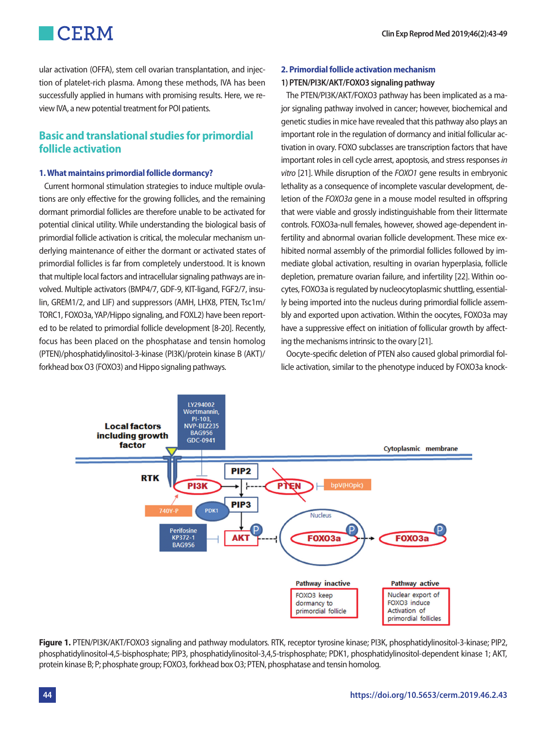ular activation (OFFA), stem cell ovarian transplantation, and injection of platelet-rich plasma. Among these methods, IVA has been successfully applied in humans with promising results. Here, we review IVA, a new potential treatment for POI patients.

## Basic and translational studies for primordial follicle activation

### 1. What maintains primordial follicle dormancy?

Current hormonal stimulation strategies to induce multiple ovulations are only effective for the growing follicles, and the remaining dormant primordial follicles are therefore unable to be activated for potential clinical utility. While understanding the biological basis of primordial follicle activation is critical, the molecular mechanism underlying maintenance of either the dormant or activated states of primordial follicles is far from completely understood. It is known that multiple local factors and intracellular signaling pathways are involved. Multiple activators (BMP4/7, GDF-9, KIT-ligand, FGF2/7, insulin, GREM1/2, and LIF) and suppressors (AMH, LHX8, PTEN, Tsc1m/TORC1, FOXO3a, YAP/Hippo signaling, and FOXL2) have been reported to be related to primordial follicle development [8-20]. Recently, focus has been placed on the phosphatase and tensin homolog (PTEN)/phosphatidylinositol-3-kinase (PI3K)/protein kinase B (AKT)/forkhead box O3 (FOXO3) and Hippo signaling pathways.

### 2. Primordial follicle activation mechanism

#### 1) PTEN/PI3K/AKT/FOXO3 signaling pathway

The PTEN/PI3K/AKT/FOXO3 pathway has been implicated as a major signaling pathway involved in cancer; however, biochemical and genetic studies in mice have revealed that this pathway also plays an important role in the regulation of dormancy and initial follicular activation in ovary. FOXO subclasses are transcription factors that have important roles in cell cycle arrest, apoptosis, and stress responses *in vitro* [21]. While disruption of the *FOXO1* gene results in embryonic lethality as a consequence of incomplete vascular development, deletion of the *FOXO3a* gene in a mouse model resulted in offspring that were viable and grossly indistinguishable from their littermate controls. FOXO3a-null females, however, showed age-dependent infertility and abnormal ovarian follicle development. These mice exhibited normal assembly of the primordial follicles followed by immediate global activation, resulting in ovarian hyperplasia, follicle depletion, premature ovarian failure, and infertility [22]. Within oocytes, FOXO3a is regulated by nucleocytoplasmic shuttling, essentially being imported into the nucleus during primordial follicle assembly and exported upon activation. Within the oocytes, FOXO3a may have a suppressive effect on initiation of follicular growth by affecting the mechanisms intrinsic to the ovary [21].

Oocyte-specific deletion of PTEN also caused global primordial follicle activation, similar to the phenotype induced by FOXO3a knock-

**Figure 1.** PTEN/PI3K/AKT/FOXO3 signaling and pathway modulators. RTK, receptor tyrosine kinase; PI3K, phosphatidylinositol-3-kinase; PIP2, phosphatidylinositol-4,5-bisphosphate; PIP3, phosphatidylinositol-3,4,5-trisphosphate; PDK1, phosphatidylinositol-dependent kinase 1; AKT, protein kinase B; P; phosphate group; FOXO3, forkhead box O3; PTEN, phosphatase and tensin homolog.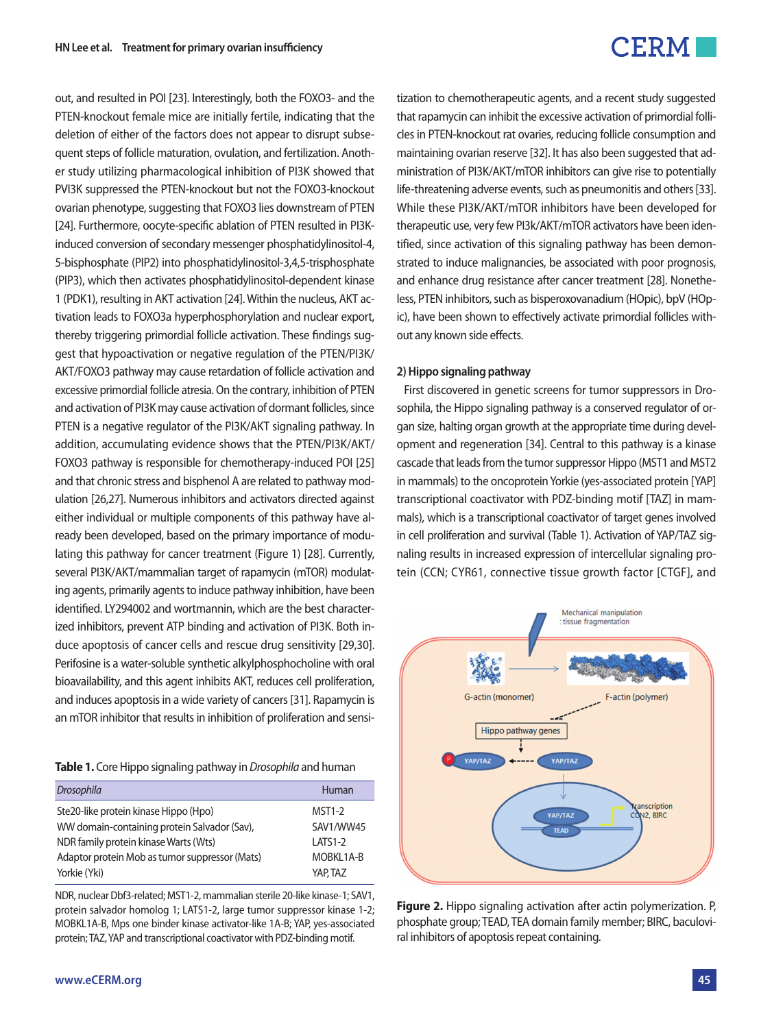out, and resulted in POI [23]. Interestingly, both the FOXO3- and the PTEN-knockout female mice are initially fertile, indicating that the deletion of either of the factors does not appear to disrupt subsequent steps of follicle maturation, ovulation, and fertilization. Another study utilizing pharmacological inhibition of PI3K showed that PVI3K suppressed the PTEN-knockout but not the FOXO3-knockout ovarian phenotype, suggesting that FOXO3 lies downstream of PTEN [24]. Furthermore, oocyte-specific ablation of PTEN resulted in PI3K-induced conversion of secondary messenger phosphatidylinositol-4, 5-bisphosphate (PIP2) into phosphatidylinositol-3,4,5-trisphosphate (PIP3), which then activates phosphatidylinositol-dependent kinase 1 (PDK1), resulting in AKT activation [24]. Within the nucleus, AKT activation leads to FOXO3a hyperphosphorylation and nuclear export, thereby triggering primordial follicle activation. These findings suggest that hypoactivation or negative regulation of the PTEN/PI3K/AKT/FOXO3 pathway may cause retardation of follicle activation and excessive primordial follicle atresia. On the contrary, inhibition of PTEN and activation of PI3K may cause activation of dormant follicles, since PTEN is a negative regulator of the PI3K/AKT signaling pathway. In addition, accumulating evidence shows that the PTEN/PI3K/AKT/FOXO3 pathway is responsible for chemotherapy-induced POI [25] and that chronic stress and bisphenol A are related to pathway modulation [26,27]. Numerous inhibitors and activators directed against either individual or multiple components of this pathway have already been developed, based on the primary importance of modulating this pathway for cancer treatment (Figure 1) [28]. Currently, several PI3K/AKT/mammalian target of rapamycin (mTOR) modulating agents, primarily agents to induce pathway inhibition, have been identified. LY294002 and wortmannin, which are the best characterized inhibitors, prevent ATP binding and activation of PI3K. Both induce apoptosis of cancer cells and rescue drug sensitivity [29,30]. Perifosine is a water-soluble synthetic alkylphosphocholine with oral bioavailability, and this agent inhibits AKT, reduces cell proliferation, and induces apoptosis in a wide variety of cancers [31]. Rapamycin is an mTOR inhibitor that results in inhibition of proliferation and sensitization to chemotherapeutic agents, and a recent study suggested that rapamycin can inhibit the excessive activation of primordial follicles in PTEN-knockout rat ovaries, reducing follicle consumption and maintaining ovarian reserve [32]. It has also been suggested that administration of PI3K/AKT/mTOR inhibitors can give rise to potentially life-threatening adverse events, such as pneumonitis and others [33]. While these PI3K/AKT/mTOR inhibitors have been developed for therapeutic use, very few PI3k/AKT/mTOR activators have been identified, since activation of this signaling pathway has been demonstrated to induce malignancies, be associated with poor prognosis, and enhance drug resistance after cancer treatment [28]. Nonetheless, PTEN inhibitors, such as bisperoxovanadium (HOpic), bpV (HOpic), have been shown to effectively activate primordial follicles without any known side effects.

**Table 1.** Core Hippo signaling pathway in *Drosophila* and human

| *Drosophila* | Human |
|---|---|
| Ste20-like protein kinase Hippo (Hpo) | MST1-2 |
| WW domain-containing protein Salvador (Sav), | SAV1/WW45 |
| NDR family protein kinase Warts (Wts) | LATS1-2 |
| Adaptor protein Mob as tumor suppressor (Mats) | MOBKL1A-B |
| Yorkie (Yki) | YAP, TAZ |

NDR, nuclear Dbf3-related; MST1-2, mammalian sterile 20-like kinase-1; SAV1, protein salvador homolog 1; LATS1-2, large tumor suppressor kinase 1-2; MOBKL1A-B, Mps one binder kinase activator-like 1A-B; YAP, yes-associated protein; TAZ, YAP and transcriptional coactivator with PDZ-binding motif.

### 2) Hippo signaling pathway

First discovered in genetic screens for tumor suppressors in Drosophila, the Hippo signaling pathway is a conserved regulator of organ size, halting organ growth at the appropriate time during development and regeneration [34]. Central to this pathway is a kinase cascade that leads from the tumor suppressor Hippo (MST1 and MST2 in mammals) to the oncoprotein Yorkie (yes-associated protein [YAP] transcriptional coactivator with PDZ-binding motif [TAZ] in mammals), which is a transcriptional coactivator of target genes involved in cell proliferation and survival (Table 1). Activation of YAP/TAZ signaling results in increased expression of intercellular signaling protein (CCN; CYR61, connective tissue growth factor [CTGF], and

**Figure 2.** Hippo signaling activation after actin polymerization. P, phosphate group; TEAD, TEA domain family member; BIRC, baculoviral inhibitors of apoptosis repeat containing.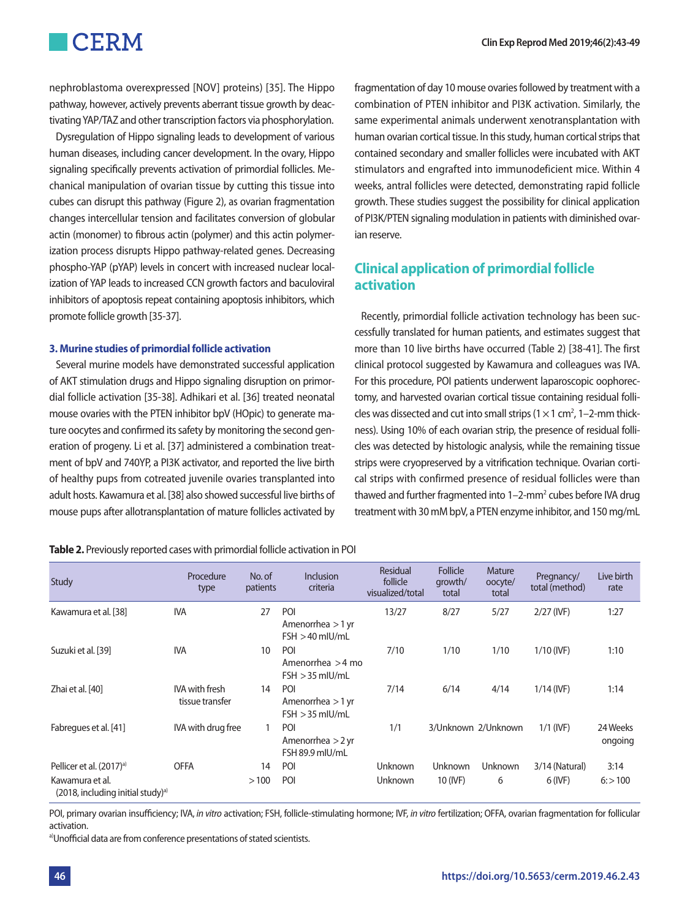nephroblastoma overexpressed [NOV] proteins) [35]. The Hippo pathway, however, actively prevents aberrant tissue growth by deactivating YAP/TAZ and other transcription factors via phosphorylation.

Dysregulation of Hippo signaling leads to development of various human diseases, including cancer development. In the ovary, Hippo signaling specifically prevents activation of primordial follicles. Mechanical manipulation of ovarian tissue by cutting this tissue into cubes can disrupt this pathway (Figure 2), as ovarian fragmentation changes intercellular tension and facilitates conversion of globular actin (monomer) to fibrous actin (polymer) and this actin polymerization process disrupts Hippo pathway-related genes. Decreasing phospho-YAP (pYAP) levels in concert with increased nuclear localization of YAP leads to increased CCN growth factors and baculoviral inhibitors of apoptosis repeat containing apoptosis inhibitors, which promote follicle growth [35-37].

### 3. Murine studies of primordial follicle activation

Several murine models have demonstrated successful application of AKT stimulation drugs and Hippo signaling disruption on primordial follicle activation [35-38]. Adhikari et al. [36] treated neonatal mouse ovaries with the PTEN inhibitor bpV (HOpic) to generate mature oocytes and confirmed its safety by monitoring the second generation of progeny. Li et al. [37] administered a combination treatment of bpV and 740YP, a PI3K activator, and reported the live birth of healthy pups from cotreated juvenile ovaries transplanted into adult hosts. Kawamura et al. [38] also showed successful live births of mouse pups after allotransplantation of mature follicles activated by fragmentation of day 10 mouse ovaries followed by treatment with a combination of PTEN inhibitor and PI3K activation. Similarly, the same experimental animals underwent xenotransplantation with human ovarian cortical tissue. In this study, human cortical strips that contained secondary and smaller follicles were incubated with AKT stimulators and engrafted into immunodeficient mice. Within 4 weeks, antral follicles were detected, demonstrating rapid follicle growth. These studies suggest the possibility for clinical application of PI3K/PTEN signaling modulation in patients with diminished ovarian reserve.

## Clinical application of primordial follicle activation

Recently, primordial follicle activation technology has been successfully translated for human patients, and estimates suggest that more than 10 live births have occurred (Table 2) [38-41]. The first clinical protocol suggested by Kawamura and colleagues was IVA. For this procedure, POI patients underwent laparoscopic oophorectomy, and harvested ovarian cortical tissue containing residual follicles was dissected and cut into small strips ($1 \times 1$ cm$^2$, 1–2-mm thickness). Using 10% of each ovarian strip, the presence of residual follicles was detected by histologic analysis, while the remaining tissue strips were cryopreserved by a vitrification technique. Ovarian cortical strips with confirmed presence of residual follicles were than thawed and further fragmented into 1–2-mm$^2$ cubes before IVA drug treatment with 30 mM bpV, a PTEN enzyme inhibitor, and 150 mg/mL

**Table 2.** Previously reported cases with primordial follicle activation in POI

| Study | Procedure type | No. of patients | Inclusion criteria | Residual follicle visualized/total | Follicle growth/ total | Mature oocyte/ total | Pregnancy/ total (method) | Live birth rate |
|---|---|---|---|---|---|---|---|---|
| Kawamura et al. [38] | IVA | 27 | POI<br>Amenorrhea > 1 yr<br>FSH > 40 mIU/mL | 13/27 | 8/27 | 5/27 | 2/27 (IVF) | 1:27 |
| Suzuki et al. [39] | IVA | 10 | POI<br>Amenorrhea > 4 mo<br>FSH > 35 mIU/mL | 7/10 | 1/10 | 1/10 | 1/10 (IVF) | 1:10 |
| Zhai et al. [40] | IVA with fresh tissue transfer | 14 | POI<br>Amenorrhea > 1 yr<br>FSH > 35 mIU/mL | 7/14 | 6/14 | 4/14 | 1/14 (IVF) | 1:14 |
| Fabregues et al. [41] | IVA with drug free | 1 | POI<br>Amenorrhea > 2 yr<br>FSH 89.9 mIU/mL | 1/1 | 3/Unknown | 2/Unknown | 1/1 (IVF) | 24 Weeks ongoing |
| Pellicer et al. (2017)[a] | OFFA | 14 | POI | Unknown | Unknown | Unknown | 3/14 (Natural) | 3:14 |
| Kawamura et al. (2018, including initial study)[a] | | > 100 | POI | Unknown | 10 (IVF) | 6 | 6 (IVF) | 6: > 100 |

POI, primary ovarian insufficiency; IVA, *in vitro* activation; FSH, follicle-stimulating hormone; IVF, *in vitro* fertilization; OFFA, ovarian fragmentation for follicular activation.
[a]Unofficial data are from conference presentations of stated scientists.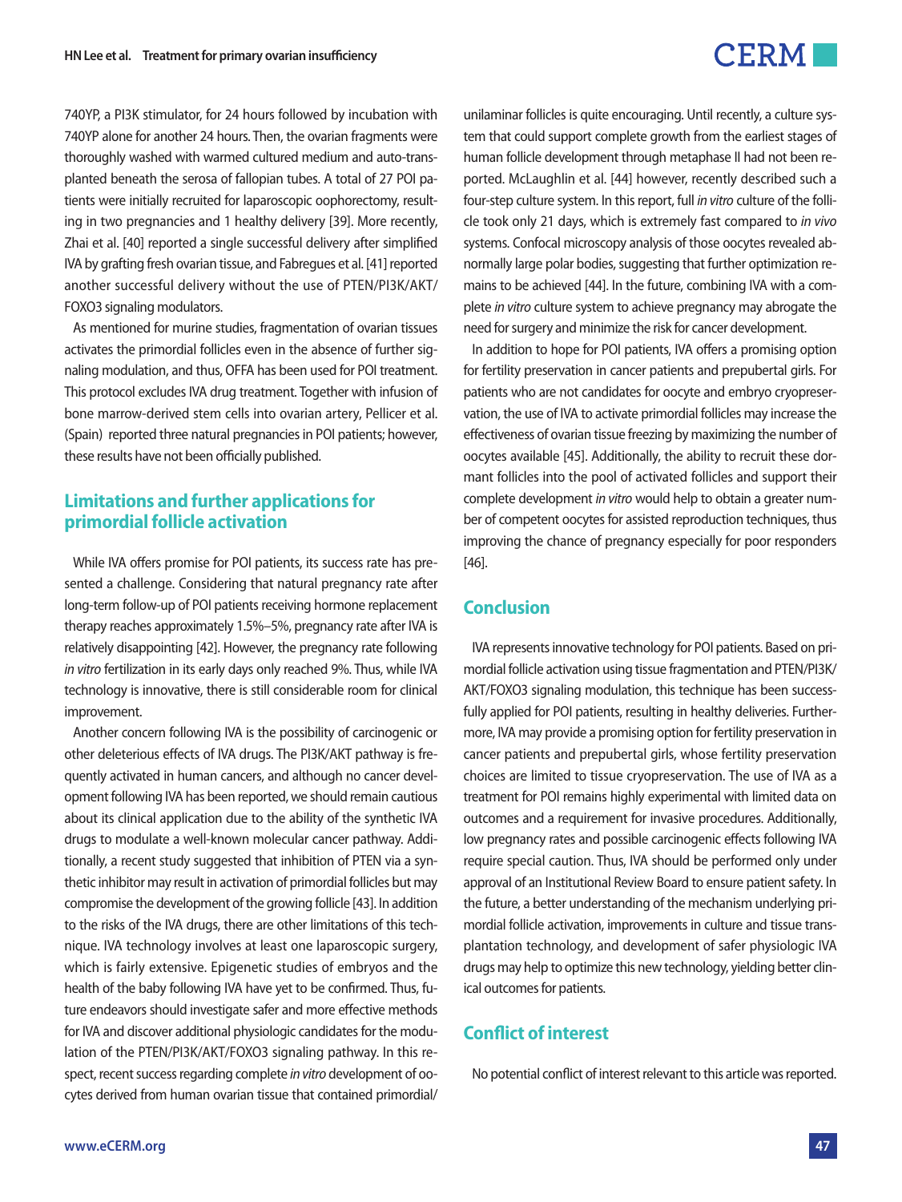740YP, a PI3K stimulator, for 24 hours followed by incubation with 740YP alone for another 24 hours. Then, the ovarian fragments were thoroughly washed with warmed cultured medium and auto-transplanted beneath the serosa of fallopian tubes. A total of 27 POI patients were initially recruited for laparoscopic oophorectomy, resulting in two pregnancies and 1 healthy delivery [39]. More recently, Zhai et al. [40] reported a single successful delivery after simplified IVA by grafting fresh ovarian tissue, and Fabregues et al. [41] reported another successful delivery without the use of PTEN/PI3K/AKT/FOXO3 signaling modulators.

As mentioned for murine studies, fragmentation of ovarian tissues activates the primordial follicles even in the absence of further signaling modulation, and thus, OFFA has been used for POI treatment. This protocol excludes IVA drug treatment. Together with infusion of bone marrow-derived stem cells into ovarian artery, Pellicer et al. (Spain) reported three natural pregnancies in POI patients; however, these results have not been officially published.

## Limitations and further applications for primordial follicle activation

While IVA offers promise for POI patients, its success rate has presented a challenge. Considering that natural pregnancy rate after long-term follow-up of POI patients receiving hormone replacement therapy reaches approximately 1.5%–5%, pregnancy rate after IVA is relatively disappointing [42]. However, the pregnancy rate following *in vitro* fertilization in its early days only reached 9%. Thus, while IVA technology is innovative, there is still considerable room for clinical improvement.

Another concern following IVA is the possibility of carcinogenic or other deleterious effects of IVA drugs. The PI3K/AKT pathway is frequently activated in human cancers, and although no cancer development following IVA has been reported, we should remain cautious about its clinical application due to the ability of the synthetic IVA drugs to modulate a well-known molecular cancer pathway. Additionally, a recent study suggested that inhibition of PTEN via a synthetic inhibitor may result in activation of primordial follicles but may compromise the development of the growing follicle [43]. In addition to the risks of the IVA drugs, there are other limitations of this technique. IVA technology involves at least one laparoscopic surgery, which is fairly extensive. Epigenetic studies of embryos and the health of the baby following IVA have yet to be confirmed. Thus, future endeavors should investigate safer and more effective methods for IVA and discover additional physiologic candidates for the modulation of the PTEN/PI3K/AKT/FOXO3 signaling pathway. In this respect, recent success regarding complete *in vitro* development of oocytes derived from human ovarian tissue that contained primordial/unilaminar follicles is quite encouraging. Until recently, a culture system that could support complete growth from the earliest stages of human follicle development through metaphase II had not been reported. McLaughlin et al. [44] however, recently described such a four-step culture system. In this report, full *in vitro* culture of the follicle took only 21 days, which is extremely fast compared to *in vivo* systems. Confocal microscopy analysis of those oocytes revealed abnormally large polar bodies, suggesting that further optimization remains to be achieved [44]. In the future, combining IVA with a complete *in vitro* culture system to achieve pregnancy may abrogate the need for surgery and minimize the risk for cancer development.

In addition to hope for POI patients, IVA offers a promising option for fertility preservation in cancer patients and prepubertal girls. For patients who are not candidates for oocyte and embryo cryopreservation, the use of IVA to activate primordial follicles may increase the effectiveness of ovarian tissue freezing by maximizing the number of oocytes available [45]. Additionally, the ability to recruit these dormant follicles into the pool of activated follicles and support their complete development *in vitro* would help to obtain a greater number of competent oocytes for assisted reproduction techniques, thus improving the chance of pregnancy especially for poor responders [46].

## Conclusion

IVA represents innovative technology for POI patients. Based on primordial follicle activation using tissue fragmentation and PTEN/PI3K/AKT/FOXO3 signaling modulation, this technique has been successfully applied for POI patients, resulting in healthy deliveries. Furthermore, IVA may provide a promising option for fertility preservation in cancer patients and prepubertal girls, whose fertility preservation choices are limited to tissue cryopreservation. The use of IVA as a treatment for POI remains highly experimental with limited data on outcomes and a requirement for invasive procedures. Additionally, low pregnancy rates and possible carcinogenic effects following IVA require special caution. Thus, IVA should be performed only under approval of an Institutional Review Board to ensure patient safety. In the future, a better understanding of the mechanism underlying primordial follicle activation, improvements in culture and tissue transplantation technology, and development of safer physiologic IVA drugs may help to optimize this new technology, yielding better clinical outcomes for patients.

## Conflict of interest

No potential conflict of interest relevant to this article was reported.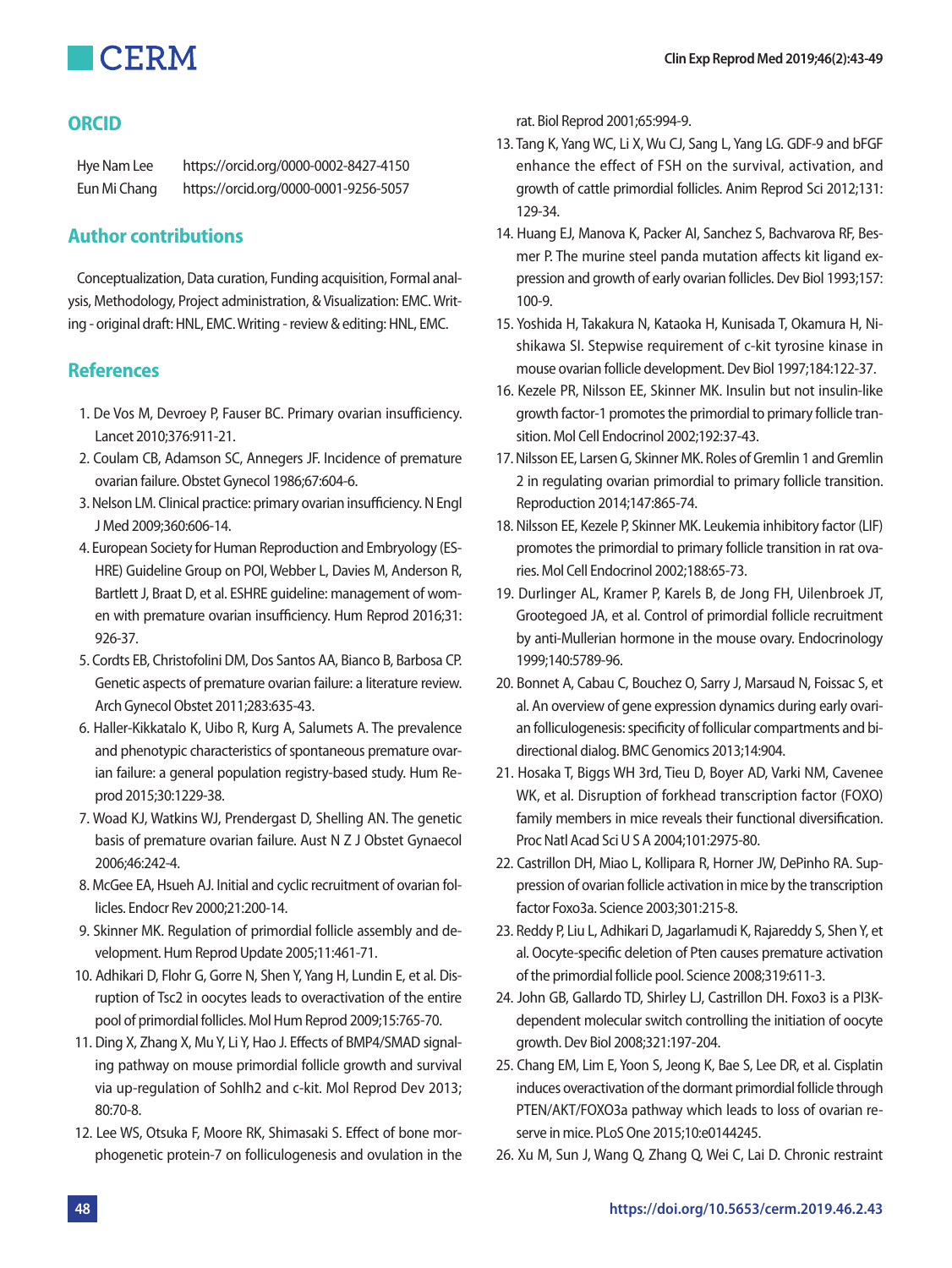## ORCID

Hye Nam Lee https://orcid.org/0000-0002-8427-4150
Eun Mi Chang https://orcid.org/0000-0001-9256-5057

## Author contributions

Conceptualization, Data curation, Funding acquisition, Formal analysis, Methodology, Project administration, & Visualization: EMC. Writing - original draft: HNL, EMC. Writing - review & editing: HNL, EMC.

## References

1. De Vos M, Devroey P, Fauser BC. Primary ovarian insufficiency. Lancet 2010;376:911-21.
2. Coulam CB, Adamson SC, Annegers JF. Incidence of premature ovarian failure. Obstet Gynecol 1986;67:604-6.
3. Nelson LM. Clinical practice: primary ovarian insufficiency. N Engl J Med 2009;360:606-14.
4. European Society for Human Reproduction and Embryology (ESHRE) Guideline Group on POI, Webber L, Davies M, Anderson R, Bartlett J, Braat D, et al. ESHRE guideline: management of women with premature ovarian insufficiency. Hum Reprod 2016;31:926-37.
5. Cordts EB, Christofolini DM, Dos Santos AA, Bianco B, Barbosa CP. Genetic aspects of premature ovarian failure: a literature review. Arch Gynecol Obstet 2011;283:635-43.
6. Haller-Kikkatalo K, Uibo R, Kurg A, Salumets A. The prevalence and phenotypic characteristics of spontaneous premature ovarian failure: a general population registry-based study. Hum Reprod 2015;30:1229-38.
7. Woad KJ, Watkins WJ, Prendergast D, Shelling AN. The genetic basis of premature ovarian failure. Aust N Z J Obstet Gynaecol 2006;46:242-4.
8. McGee EA, Hsueh AJ. Initial and cyclic recruitment of ovarian follicles. Endocr Rev 2000;21:200-14.
9. Skinner MK. Regulation of primordial follicle assembly and development. Hum Reprod Update 2005;11:461-71.
10. Adhikari D, Flohr G, Gorre N, Shen Y, Yang H, Lundin E, et al. Disruption of Tsc2 in oocytes leads to overactivation of the entire pool of primordial follicles. Mol Hum Reprod 2009;15:765-70.
11. Ding X, Zhang X, Mu Y, Li Y, Hao J. Effects of BMP4/SMAD signaling pathway on mouse primordial follicle growth and survival via up-regulation of Sohlh2 and c-kit. Mol Reprod Dev 2013;80:70-8.
12. Lee WS, Otsuka F, Moore RK, Shimasaki S. Effect of bone morphogenetic protein-7 on folliculogenesis and ovulation in the rat. Biol Reprod 2001;65:994-9.
13. Tang K, Yang WC, Li X, Wu CJ, Sang L, Yang LG. GDF-9 and bFGF enhance the effect of FSH on the survival, activation, and growth of cattle primordial follicles. Anim Reprod Sci 2012;131:129-34.
14. Huang EJ, Manova K, Packer AI, Sanchez S, Bachvarova RF, Besmer P. The murine steel panda mutation affects kit ligand expression and growth of early ovarian follicles. Dev Biol 1993;157:100-9.
15. Yoshida H, Takakura N, Kataoka H, Kunisada T, Okamura H, Nishikawa SI. Stepwise requirement of c-kit tyrosine kinase in mouse ovarian follicle development. Dev Biol 1997;184:122-37.
16. Kezele PR, Nilsson EE, Skinner MK. Insulin but not insulin-like growth factor-1 promotes the primordial to primary follicle transition. Mol Cell Endocrinol 2002;192:37-43.
17. Nilsson EE, Larsen G, Skinner MK. Roles of Gremlin 1 and Gremlin 2 in regulating ovarian primordial to primary follicle transition. Reproduction 2014;147:865-74.
18. Nilsson EE, Kezele P, Skinner MK. Leukemia inhibitory factor (LIF) promotes the primordial to primary follicle transition in rat ovaries. Mol Cell Endocrinol 2002;188:65-73.
19. Durlinger AL, Kramer P, Karels B, de Jong FH, Uilenbroek JT, Grootegoed JA, et al. Control of primordial follicle recruitment by anti-Mullerian hormone in the mouse ovary. Endocrinology 1999;140:5789-96.
20. Bonnet A, Cabau C, Bouchez O, Sarry J, Marsaud N, Foissac S, et al. An overview of gene expression dynamics during early ovarian folliculogenesis: specificity of follicular compartments and bi-directional dialog. BMC Genomics 2013;14:904.
21. Hosaka T, Biggs WH 3rd, Tieu D, Boyer AD, Varki NM, Cavenee WK, et al. Disruption of forkhead transcription factor (FOXO) family members in mice reveals their functional diversification. Proc Natl Acad Sci U S A 2004;101:2975-80.
22. Castrillon DH, Miao L, Kollipara R, Horner JW, DePinho RA. Suppression of ovarian follicle activation in mice by the transcription factor Foxo3a. Science 2003;301:215-8.
23. Reddy P, Liu L, Adhikari D, Jagarlamudi K, Rajareddy S, Shen Y, et al. Oocyte-specific deletion of Pten causes premature activation of the primordial follicle pool. Science 2008;319:611-3.
24. John GB, Gallardo TD, Shirley LJ, Castrillon DH. Foxo3 is a PI3K-dependent molecular switch controlling the initiation of oocyte growth. Dev Biol 2008;321:197-204.
25. Chang EM, Lim E, Yoon S, Jeong K, Bae S, Lee DR, et al. Cisplatin induces overactivation of the dormant primordial follicle through PTEN/AKT/FOXO3a pathway which leads to loss of ovarian reserve in mice. PLoS One 2015;10:e0144245.
26. Xu M, Sun J, Wang Q, Zhang Q, Wei C, Lai D. Chronic restraint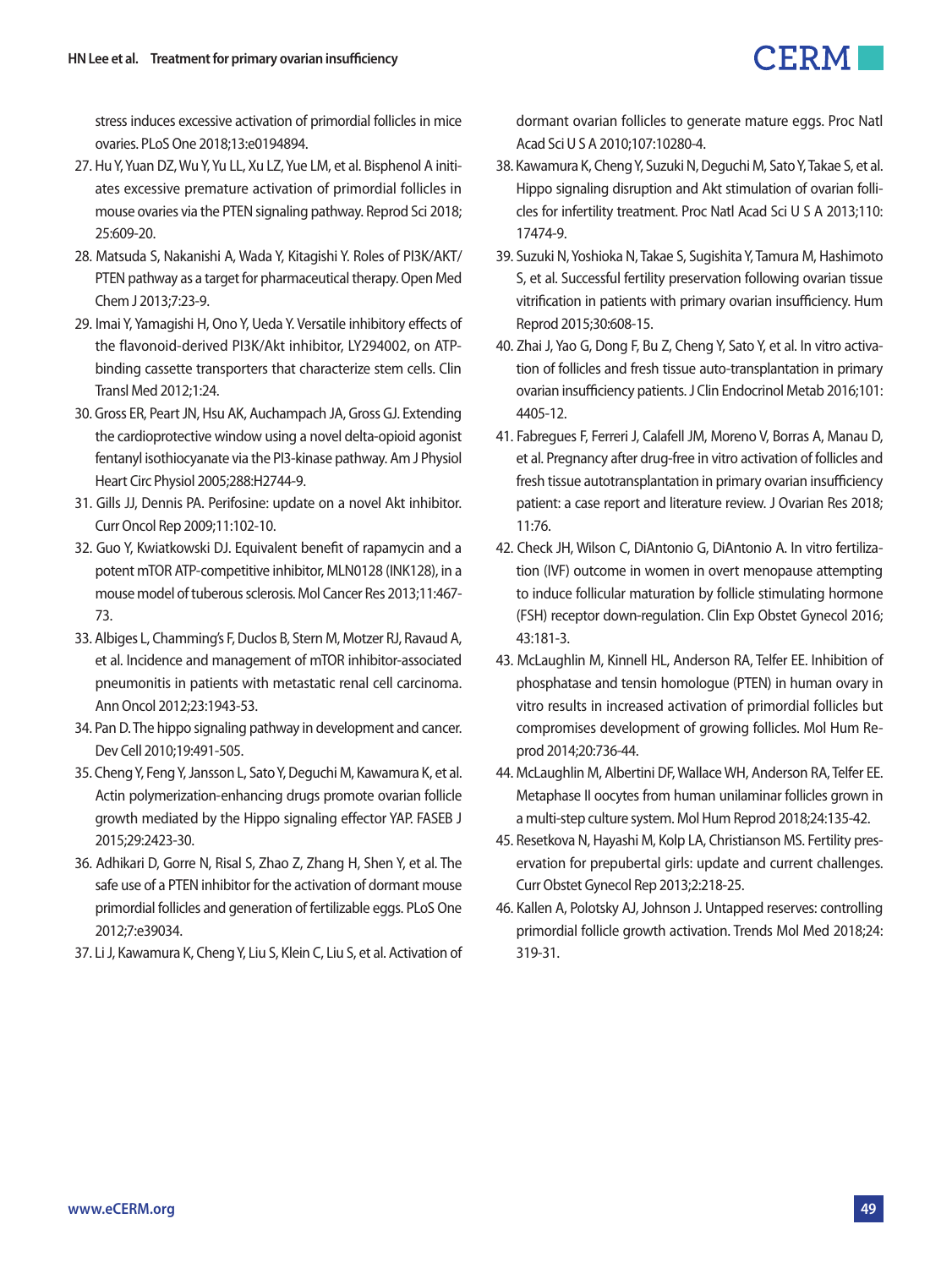stress induces excessive activation of primordial follicles in mice ovaries. PLoS One 2018;13:e0194894.

27. Hu Y, Yuan DZ, Wu Y, Yu LL, Xu LZ, Yue LM, et al. Bisphenol A initiates excessive premature activation of primordial follicles in mouse ovaries via the PTEN signaling pathway. Reprod Sci 2018; 25:609-20.
28. Matsuda S, Nakanishi A, Wada Y, Kitagishi Y. Roles of PI3K/AKT/PTEN pathway as a target for pharmaceutical therapy. Open Med Chem J 2013;7:23-9.
29. Imai Y, Yamagishi H, Ono Y, Ueda Y. Versatile inhibitory effects of the flavonoid-derived PI3K/Akt inhibitor, LY294002, on ATP-binding cassette transporters that characterize stem cells. Clin Transl Med 2012;1:24.
30. Gross ER, Peart JN, Hsu AK, Auchampach JA, Gross GJ. Extending the cardioprotective window using a novel delta-opioid agonist fentanyl isothiocyanate via the PI3-kinase pathway. Am J Physiol Heart Circ Physiol 2005;288:H2744-9.
31. Gills JJ, Dennis PA. Perifosine: update on a novel Akt inhibitor. Curr Oncol Rep 2009;11:102-10.
32. Guo Y, Kwiatkowski DJ. Equivalent benefit of rapamycin and a potent mTOR ATP-competitive inhibitor, MLN0128 (INK128), in a mouse model of tuberous sclerosis. Mol Cancer Res 2013;11:467-73.
33. Albiges L, Chamming's F, Duclos B, Stern M, Motzer RJ, Ravaud A, et al. Incidence and management of mTOR inhibitor-associated pneumonitis in patients with metastatic renal cell carcinoma. Ann Oncol 2012;23:1943-53.
34. Pan D. The hippo signaling pathway in development and cancer. Dev Cell 2010;19:491-505.
35. Cheng Y, Feng Y, Jansson L, Sato Y, Deguchi M, Kawamura K, et al. Actin polymerization-enhancing drugs promote ovarian follicle growth mediated by the Hippo signaling effector YAP. FASEB J 2015;29:2423-30.
36. Adhikari D, Gorre N, Risal S, Zhao Z, Zhang H, Shen Y, et al. The safe use of a PTEN inhibitor for the activation of dormant mouse primordial follicles and generation of fertilizable eggs. PLoS One 2012;7:e39034.
37. Li J, Kawamura K, Cheng Y, Liu S, Klein C, Liu S, et al. Activation of dormant ovarian follicles to generate mature eggs. Proc Natl Acad Sci U S A 2010;107:10280-4.
38. Kawamura K, Cheng Y, Suzuki N, Deguchi M, Sato Y, Takae S, et al. Hippo signaling disruption and Akt stimulation of ovarian follicles for infertility treatment. Proc Natl Acad Sci U S A 2013;110: 17474-9.
39. Suzuki N, Yoshioka N, Takae S, Sugishita Y, Tamura M, Hashimoto S, et al. Successful fertility preservation following ovarian tissue vitrification in patients with primary ovarian insufficiency. Hum Reprod 2015;30:608-15.
40. Zhai J, Yao G, Dong F, Bu Z, Cheng Y, Sato Y, et al. In vitro activation of follicles and fresh tissue auto-transplantation in primary ovarian insufficiency patients. J Clin Endocrinol Metab 2016;101: 4405-12.
41. Fabregues F, Ferreri J, Calafell JM, Moreno V, Borras A, Manau D, et al. Pregnancy after drug-free in vitro activation of follicles and fresh tissue autotransplantation in primary ovarian insufficiency patient: a case report and literature review. J Ovarian Res 2018; 11:76.
42. Check JH, Wilson C, DiAntonio G, DiAntonio A. In vitro fertilization (IVF) outcome in women in overt menopause attempting to induce follicular maturation by follicle stimulating hormone (FSH) receptor down-regulation. Clin Exp Obstet Gynecol 2016; 43:181-3.
43. McLaughlin M, Kinnell HL, Anderson RA, Telfer EE. Inhibition of phosphatase and tensin homologue (PTEN) in human ovary in vitro results in increased activation of primordial follicles but compromises development of growing follicles. Mol Hum Reprod 2014;20:736-44.
44. McLaughlin M, Albertini DF, Wallace WH, Anderson RA, Telfer EE. Metaphase II oocytes from human unilaminar follicles grown in a multi-step culture system. Mol Hum Reprod 2018;24:135-42.
45. Resetkova N, Hayashi M, Kolp LA, Christianson MS. Fertility preservation for prepubertal girls: update and current challenges. Curr Obstet Gynecol Rep 2013;2:218-25.
46. Kallen A, Polotsky AJ, Johnson J. Untapped reserves: controlling primordial follicle growth activation. Trends Mol Med 2018;24: 319-31.